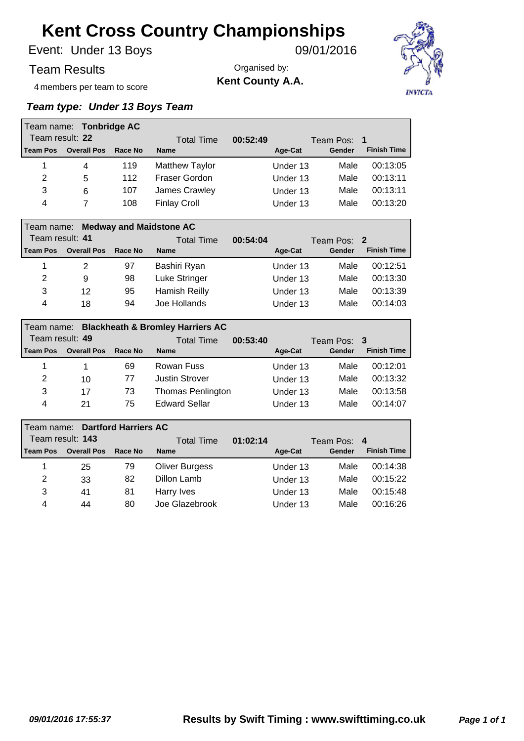# Kent Cross Country Championships

Event: Under 13 Boys 09/01/2016

Team Results

Organised by:
**Kent County A.A.**

4 members per team to score

***Team type: Under 13 Boys Team***

Team name: **Tonbridge AC**
Team result: **22** Total Time **00:52:49** Team Pos: **1**

| Team Pos | Overall Pos | Race No | Name | Age-Cat | Gender | Finish Time |
|---|---|---|---|---|---|---|
| 1 | 4 | 119 | Matthew Taylor | Under 13 | Male | 00:13:05 |
| 2 | 5 | 112 | Fraser Gordon | Under 13 | Male | 00:13:11 |
| 3 | 6 | 107 | James Crawley | Under 13 | Male | 00:13:11 |
| 4 | 7 | 108 | Finlay Croll | Under 13 | Male | 00:13:20 |

Team name: **Medway and Maidstone AC**
Team result: **41** Total Time **00:54:04** Team Pos: **2**

| Team Pos | Overall Pos | Race No | Name | Age-Cat | Gender | Finish Time |
|---|---|---|---|---|---|---|
| 1 | 2 | 97 | Bashiri Ryan | Under 13 | Male | 00:12:51 |
| 2 | 9 | 98 | Luke Stringer | Under 13 | Male | 00:13:30 |
| 3 | 12 | 95 | Hamish Reilly | Under 13 | Male | 00:13:39 |
| 4 | 18 | 94 | Joe Hollands | Under 13 | Male | 00:14:03 |

Team name: **Blackheath & Bromley Harriers AC**
Team result: **49** Total Time **00:53:40** Team Pos: **3**

| Team Pos | Overall Pos | Race No | Name | Age-Cat | Gender | Finish Time |
|---|---|---|---|---|---|---|
| 1 | 1 | 69 | Rowan Fuss | Under 13 | Male | 00:12:01 |
| 2 | 10 | 77 | Justin Strover | Under 13 | Male | 00:13:32 |
| 3 | 17 | 73 | Thomas Penlington | Under 13 | Male | 00:13:58 |
| 4 | 21 | 75 | Edward Sellar | Under 13 | Male | 00:14:07 |

Team name: **Dartford Harriers AC**
Team result: **143** Total Time **01:02:14** Team Pos: **4**

| Team Pos | Overall Pos | Race No | Name | Age-Cat | Gender | Finish Time |
|---|---|---|---|---|---|---|
| 1 | 25 | 79 | Oliver Burgess | Under 13 | Male | 00:14:38 |
| 2 | 33 | 82 | Dillon Lamb | Under 13 | Male | 00:15:22 |
| 3 | 41 | 81 | Harry Ives | Under 13 | Male | 00:15:48 |
| 4 | 44 | 80 | Joe Glazebrook | Under 13 | Male | 00:16:26 |

*09/01/2016 17:55:37* **Results by Swift Timing : www.swifttiming.co.uk**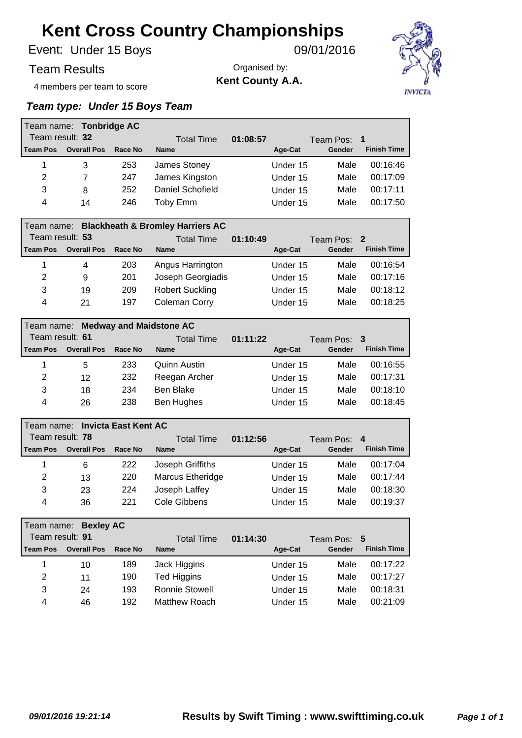# Kent Cross Country Championships

Event: Under 15 Boys — 09/01/2016

Team Results

Organised by: **Kent County A.A.**

4 members per team to score

### *Team type: Under 15 Boys Team*

**Team name: Tonbridge AC**
Team result: **32** — Total Time **01:08:57** — Team Pos: **1**

| Team Pos | Overall Pos | Race No | Name | Age-Cat | Gender | Finish Time |
|---|---|---|---|---|---|---|
| 1 | 3 | 253 | James Stoney | Under 15 | Male | 00:16:46 |
| 2 | 7 | 247 | James Kingston | Under 15 | Male | 00:17:09 |
| 3 | 8 | 252 | Daniel Schofield | Under 15 | Male | 00:17:11 |
| 4 | 14 | 246 | Toby Emm | Under 15 | Male | 00:17:50 |

**Team name: Blackheath & Bromley Harriers AC**
Team result: **53** — Total Time **01:10:49** — Team Pos: **2**

| Team Pos | Overall Pos | Race No | Name | Age-Cat | Gender | Finish Time |
|---|---|---|---|---|---|---|
| 1 | 4 | 203 | Angus Harrington | Under 15 | Male | 00:16:54 |
| 2 | 9 | 201 | Joseph Georgiadis | Under 15 | Male | 00:17:16 |
| 3 | 19 | 209 | Robert Suckling | Under 15 | Male | 00:18:12 |
| 4 | 21 | 197 | Coleman Corry | Under 15 | Male | 00:18:25 |

**Team name: Medway and Maidstone AC**
Team result: **61** — Total Time **01:11:22** — Team Pos: **3**

| Team Pos | Overall Pos | Race No | Name | Age-Cat | Gender | Finish Time |
|---|---|---|---|---|---|---|
| 1 | 5 | 233 | Quinn Austin | Under 15 | Male | 00:16:55 |
| 2 | 12 | 232 | Reegan Archer | Under 15 | Male | 00:17:31 |
| 3 | 18 | 234 | Ben Blake | Under 15 | Male | 00:18:10 |
| 4 | 26 | 238 | Ben Hughes | Under 15 | Male | 00:18:45 |

**Team name: Invicta East Kent AC**
Team result: **78** — Total Time **01:12:56** — Team Pos: **4**

| Team Pos | Overall Pos | Race No | Name | Age-Cat | Gender | Finish Time |
|---|---|---|---|---|---|---|
| 1 | 6 | 222 | Joseph Griffiths | Under 15 | Male | 00:17:04 |
| 2 | 13 | 220 | Marcus Etheridge | Under 15 | Male | 00:17:44 |
| 3 | 23 | 224 | Joseph Laffey | Under 15 | Male | 00:18:30 |
| 4 | 36 | 221 | Cole Gibbens | Under 15 | Male | 00:19:37 |

**Team name: Bexley AC**
Team result: **91** — Total Time **01:14:30** — Team Pos: **5**

| Team Pos | Overall Pos | Race No | Name | Age-Cat | Gender | Finish Time |
|---|---|---|---|---|---|---|
| 1 | 10 | 189 | Jack Higgins | Under 15 | Male | 00:17:22 |
| 2 | 11 | 190 | Ted Higgins | Under 15 | Male | 00:17:27 |
| 3 | 24 | 193 | Ronnie Stowell | Under 15 | Male | 00:18:31 |
| 4 | 46 | 192 | Matthew Roach | Under 15 | Male | 00:21:09 |

*09/01/2016 19:21:14* — **Results by Swift Timing : www.swifttiming.co.uk**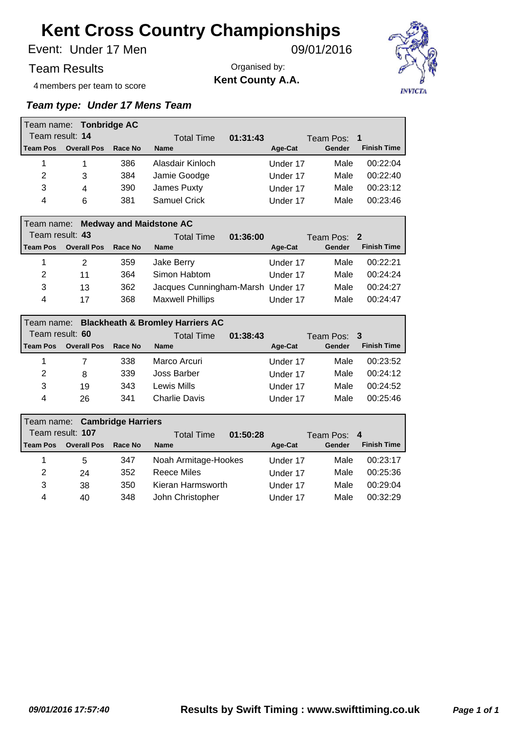# Kent Cross Country Championships

Event: Under 17 Men — 09/01/2016

Team Results

Organised by: **Kent County A.A.**

4 members per team to score

***Team type: Under 17 Mens Team***

Team name: **Tonbridge AC**
Team result: **14** — Total Time **01:31:43** — Team Pos: **1**

| Team Pos | Overall Pos | Race No | Name | Age-Cat | Gender | Finish Time |
|---|---|---|---|---|---|---|
| 1 | 1 | 386 | Alasdair Kinloch | Under 17 | Male | 00:22:04 |
| 2 | 3 | 384 | Jamie Goodge | Under 17 | Male | 00:22:40 |
| 3 | 4 | 390 | James Puxty | Under 17 | Male | 00:23:12 |
| 4 | 6 | 381 | Samuel Crick | Under 17 | Male | 00:23:46 |

Team name: **Medway and Maidstone AC**
Team result: **43** — Total Time **01:36:00** — Team Pos: **2**

| Team Pos | Overall Pos | Race No | Name | Age-Cat | Gender | Finish Time |
|---|---|---|---|---|---|---|
| 1 | 2 | 359 | Jake Berry | Under 17 | Male | 00:22:21 |
| 2 | 11 | 364 | Simon Habtom | Under 17 | Male | 00:24:24 |
| 3 | 13 | 362 | Jacques Cunningham-Marsh | Under 17 | Male | 00:24:27 |
| 4 | 17 | 368 | Maxwell Phillips | Under 17 | Male | 00:24:47 |

Team name: **Blackheath & Bromley Harriers AC**
Team result: **60** — Total Time **01:38:43** — Team Pos: **3**

| Team Pos | Overall Pos | Race No | Name | Age-Cat | Gender | Finish Time |
|---|---|---|---|---|---|---|
| 1 | 7 | 338 | Marco Arcuri | Under 17 | Male | 00:23:52 |
| 2 | 8 | 339 | Joss Barber | Under 17 | Male | 00:24:12 |
| 3 | 19 | 343 | Lewis Mills | Under 17 | Male | 00:24:52 |
| 4 | 26 | 341 | Charlie Davis | Under 17 | Male | 00:25:46 |

Team name: **Cambridge Harriers**
Team result: **107** — Total Time **01:50:28** — Team Pos: **4**

| Team Pos | Overall Pos | Race No | Name | Age-Cat | Gender | Finish Time |
|---|---|---|---|---|---|---|
| 1 | 5 | 347 | Noah Armitage-Hookes | Under 17 | Male | 00:23:17 |
| 2 | 24 | 352 | Reece Miles | Under 17 | Male | 00:25:36 |
| 3 | 38 | 350 | Kieran Harmsworth | Under 17 | Male | 00:29:04 |
| 4 | 40 | 348 | John Christopher | Under 17 | Male | 00:32:29 |

*09/01/2016 17:57:40* — **Results by Swift Timing : www.swifttiming.co.uk**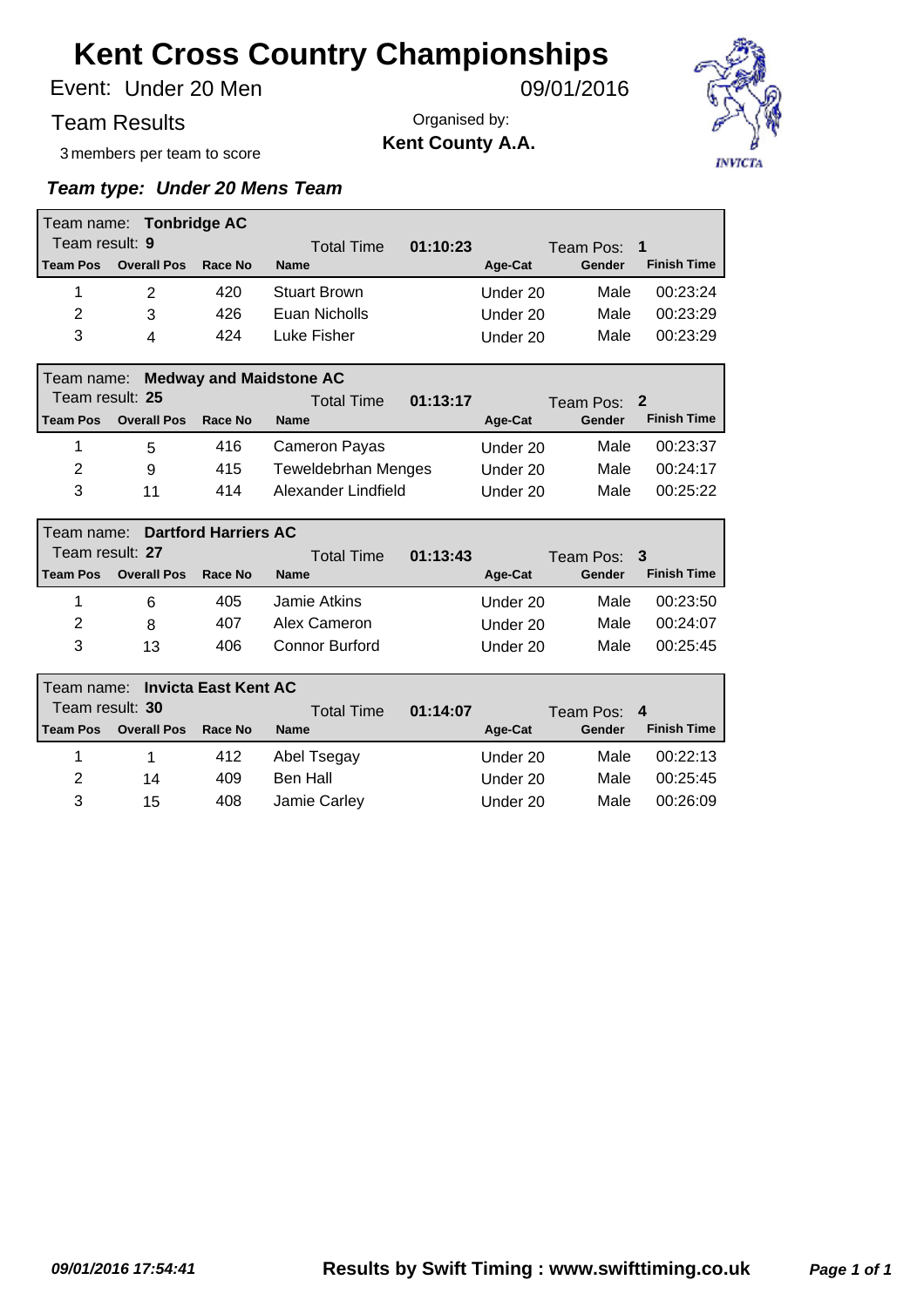# Kent Cross Country Championships

Event: Under 20 Men — 09/01/2016

Team Results

Organised by: **Kent County A.A.**

3 members per team to score

***Team type: Under 20 Mens Team***

**Team name: Tonbridge AC**
Team result: **9** — Total Time **01:10:23** — Team Pos: **1**

| Team Pos | Overall Pos | Race No | Name | Age-Cat | Gender | Finish Time |
|---|---|---|---|---|---|---|
| 1 | 2 | 420 | Stuart Brown | Under 20 | Male | 00:23:24 |
| 2 | 3 | 426 | Euan Nicholls | Under 20 | Male | 00:23:29 |
| 3 | 4 | 424 | Luke Fisher | Under 20 | Male | 00:23:29 |

**Team name: Medway and Maidstone AC**
Team result: **25** — Total Time **01:13:17** — Team Pos: **2**

| Team Pos | Overall Pos | Race No | Name | Age-Cat | Gender | Finish Time |
|---|---|---|---|---|---|---|
| 1 | 5 | 416 | Cameron Payas | Under 20 | Male | 00:23:37 |
| 2 | 9 | 415 | Teweldebrhan Menges | Under 20 | Male | 00:24:17 |
| 3 | 11 | 414 | Alexander Lindfield | Under 20 | Male | 00:25:22 |

**Team name: Dartford Harriers AC**
Team result: **27** — Total Time **01:13:43** — Team Pos: **3**

| Team Pos | Overall Pos | Race No | Name | Age-Cat | Gender | Finish Time |
|---|---|---|---|---|---|---|
| 1 | 6 | 405 | Jamie Atkins | Under 20 | Male | 00:23:50 |
| 2 | 8 | 407 | Alex Cameron | Under 20 | Male | 00:24:07 |
| 3 | 13 | 406 | Connor Burford | Under 20 | Male | 00:25:45 |

**Team name: Invicta East Kent AC**
Team result: **30** — Total Time **01:14:07** — Team Pos: **4**

| Team Pos | Overall Pos | Race No | Name | Age-Cat | Gender | Finish Time |
|---|---|---|---|---|---|---|
| 1 | 1 | 412 | Abel Tsegay | Under 20 | Male | 00:22:13 |
| 2 | 14 | 409 | Ben Hall | Under 20 | Male | 00:25:45 |
| 3 | 15 | 408 | Jamie Carley | Under 20 | Male | 00:26:09 |

*09/01/2016 17:54:41* **Results by Swift Timing : www.swifttiming.co.uk**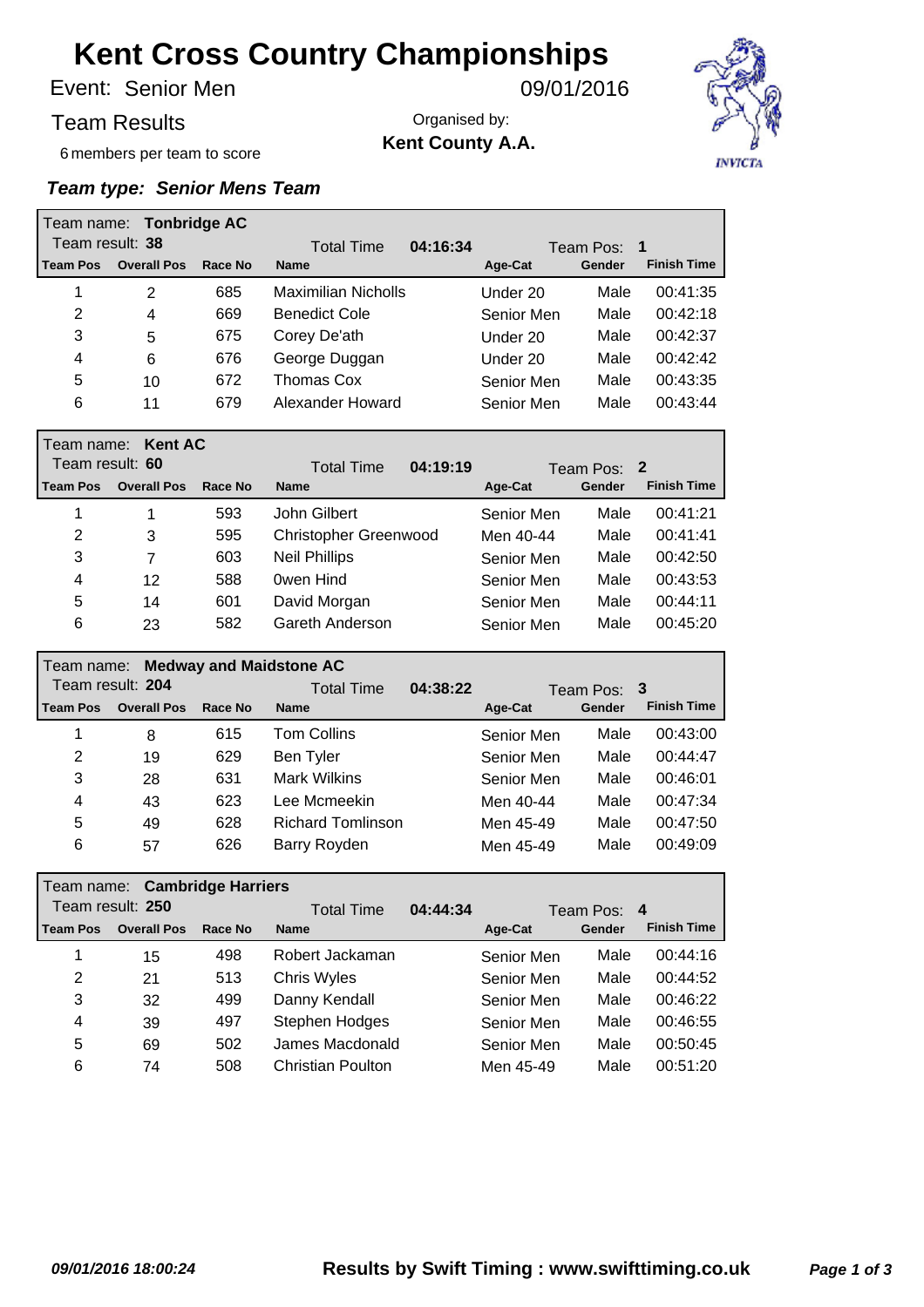# Kent Cross Country Championships

Event: Senior Men 09/01/2016

Team Results

6 members per team to score

Organised by:
**Kent County A.A.**

INVICTA

### *Team type: Senior Mens Team*

Team name: **Tonbridge AC**
Team result: **38** | Total Time **04:16:34** | Team Pos: **1**

| Team Pos | Overall Pos | Race No | Name | Age-Cat | Gender | Finish Time |
|---|---|---|---|---|---|---|
| 1 | 2 | 685 | Maximilian Nicholls | Under 20 | Male | 00:41:35 |
| 2 | 4 | 669 | Benedict Cole | Senior Men | Male | 00:42:18 |
| 3 | 5 | 675 | Corey De'ath | Under 20 | Male | 00:42:37 |
| 4 | 6 | 676 | George Duggan | Under 20 | Male | 00:42:42 |
| 5 | 10 | 672 | Thomas Cox | Senior Men | Male | 00:43:35 |
| 6 | 11 | 679 | Alexander Howard | Senior Men | Male | 00:43:44 |

Team name: **Kent AC**
Team result: **60** | Total Time **04:19:19** | Team Pos: **2**

| Team Pos | Overall Pos | Race No | Name | Age-Cat | Gender | Finish Time |
|---|---|---|---|---|---|---|
| 1 | 1 | 593 | John Gilbert | Senior Men | Male | 00:41:21 |
| 2 | 3 | 595 | Christopher Greenwood | Men 40-44 | Male | 00:41:41 |
| 3 | 7 | 603 | Neil Phillips | Senior Men | Male | 00:42:50 |
| 4 | 12 | 588 | 0wen Hind | Senior Men | Male | 00:43:53 |
| 5 | 14 | 601 | David Morgan | Senior Men | Male | 00:44:11 |
| 6 | 23 | 582 | Gareth Anderson | Senior Men | Male | 00:45:20 |

Team name: **Medway and Maidstone AC**
Team result: **204** | Total Time **04:38:22** | Team Pos: **3**

| Team Pos | Overall Pos | Race No | Name | Age-Cat | Gender | Finish Time |
|---|---|---|---|---|---|---|
| 1 | 8 | 615 | Tom Collins | Senior Men | Male | 00:43:00 |
| 2 | 19 | 629 | Ben Tyler | Senior Men | Male | 00:44:47 |
| 3 | 28 | 631 | Mark Wilkins | Senior Men | Male | 00:46:01 |
| 4 | 43 | 623 | Lee Mcmeekin | Men 40-44 | Male | 00:47:34 |
| 5 | 49 | 628 | Richard Tomlinson | Men 45-49 | Male | 00:47:50 |
| 6 | 57 | 626 | Barry Royden | Men 45-49 | Male | 00:49:09 |

Team name: **Cambridge Harriers**
Team result: **250** | Total Time **04:44:34** | Team Pos: **4**

| Team Pos | Overall Pos | Race No | Name | Age-Cat | Gender | Finish Time |
|---|---|---|---|---|---|---|
| 1 | 15 | 498 | Robert Jackaman | Senior Men | Male | 00:44:16 |
| 2 | 21 | 513 | Chris Wyles | Senior Men | Male | 00:44:52 |
| 3 | 32 | 499 | Danny Kendall | Senior Men | Male | 00:46:22 |
| 4 | 39 | 497 | Stephen Hodges | Senior Men | Male | 00:46:55 |
| 5 | 69 | 502 | James Macdonald | Senior Men | Male | 00:50:45 |
| 6 | 74 | 508 | Christian Poulton | Men 45-49 | Male | 00:51:20 |

*09/01/2016 18:00:24* **Results by Swift Timing : www.swifttiming.co.uk**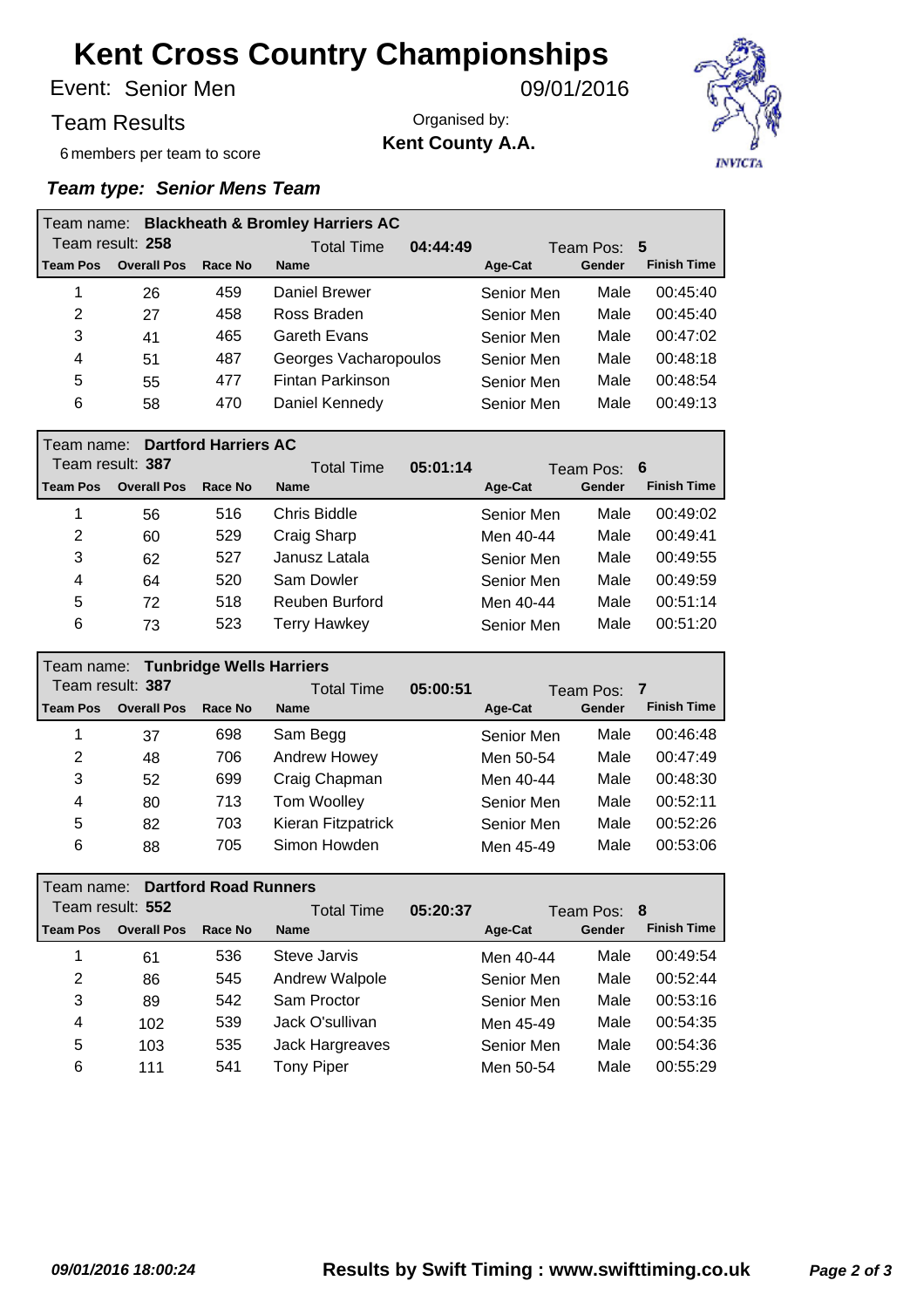# Kent Cross Country Championships

Event: Senior Men 09/01/2016

Team Results

Organised by:
**Kent County A.A.**

6 members per team to score

***Team type: Senior Mens Team***

Team name: **Blackheath & Bromley Harriers AC**
Team result: **258** Total Time **04:44:49** Team Pos: **5**

| Team Pos | Overall Pos | Race No | Name | Age-Cat | Gender | Finish Time |
|---|---|---|---|---|---|---|
| 1 | 26 | 459 | Daniel Brewer | Senior Men | Male | 00:45:40 |
| 2 | 27 | 458 | Ross Braden | Senior Men | Male | 00:45:40 |
| 3 | 41 | 465 | Gareth Evans | Senior Men | Male | 00:47:02 |
| 4 | 51 | 487 | Georges Vacharopoulos | Senior Men | Male | 00:48:18 |
| 5 | 55 | 477 | Fintan Parkinson | Senior Men | Male | 00:48:54 |
| 6 | 58 | 470 | Daniel Kennedy | Senior Men | Male | 00:49:13 |

Team name: **Dartford Harriers AC**
Team result: **387** Total Time **05:01:14** Team Pos: **6**

| Team Pos | Overall Pos | Race No | Name | Age-Cat | Gender | Finish Time |
|---|---|---|---|---|---|---|
| 1 | 56 | 516 | Chris Biddle | Senior Men | Male | 00:49:02 |
| 2 | 60 | 529 | Craig Sharp | Men 40-44 | Male | 00:49:41 |
| 3 | 62 | 527 | Janusz Latala | Senior Men | Male | 00:49:55 |
| 4 | 64 | 520 | Sam Dowler | Senior Men | Male | 00:49:59 |
| 5 | 72 | 518 | Reuben Burford | Men 40-44 | Male | 00:51:14 |
| 6 | 73 | 523 | Terry Hawkey | Senior Men | Male | 00:51:20 |

Team name: **Tunbridge Wells Harriers**
Team result: **387** Total Time **05:00:51** Team Pos: **7**

| Team Pos | Overall Pos | Race No | Name | Age-Cat | Gender | Finish Time |
|---|---|---|---|---|---|---|
| 1 | 37 | 698 | Sam Begg | Senior Men | Male | 00:46:48 |
| 2 | 48 | 706 | Andrew Howey | Men 50-54 | Male | 00:47:49 |
| 3 | 52 | 699 | Craig Chapman | Men 40-44 | Male | 00:48:30 |
| 4 | 80 | 713 | Tom Woolley | Senior Men | Male | 00:52:11 |
| 5 | 82 | 703 | Kieran Fitzpatrick | Senior Men | Male | 00:52:26 |
| 6 | 88 | 705 | Simon Howden | Men 45-49 | Male | 00:53:06 |

Team name: **Dartford Road Runners**
Team result: **552** Total Time **05:20:37** Team Pos: **8**

| Team Pos | Overall Pos | Race No | Name | Age-Cat | Gender | Finish Time |
|---|---|---|---|---|---|---|
| 1 | 61 | 536 | Steve Jarvis | Men 40-44 | Male | 00:49:54 |
| 2 | 86 | 545 | Andrew Walpole | Senior Men | Male | 00:52:44 |
| 3 | 89 | 542 | Sam Proctor | Senior Men | Male | 00:53:16 |
| 4 | 102 | 539 | Jack O'sullivan | Men 45-49 | Male | 00:54:35 |
| 5 | 103 | 535 | Jack Hargreaves | Senior Men | Male | 00:54:36 |
| 6 | 111 | 541 | Tony Piper | Men 50-54 | Male | 00:55:29 |

*09/01/2016 18:00:24* **Results by Swift Timing : www.swifttiming.co.uk**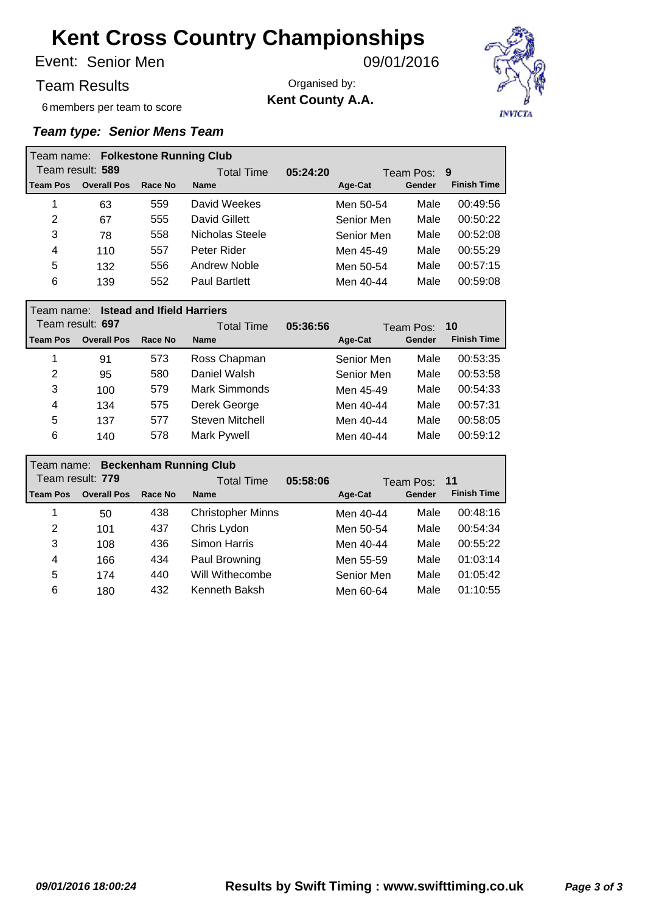# Kent Cross Country Championships

Event: Senior Men — 09/01/2016

Team Results

Organised by: **Kent County A.A.**

6 members per team to score

***Team type: Senior Mens Team***

**Team name: Folkestone Running Club**

Team result: **589** | Total Time **05:24:20** | Team Pos: **9**

| Team Pos | Overall Pos | Race No | Name | Age-Cat | Gender | Finish Time |
|---|---|---|---|---|---|---|
| 1 | 63 | 559 | David Weekes | Men 50-54 | Male | 00:49:56 |
| 2 | 67 | 555 | David Gillett | Senior Men | Male | 00:50:22 |
| 3 | 78 | 558 | Nicholas Steele | Senior Men | Male | 00:52:08 |
| 4 | 110 | 557 | Peter Rider | Men 45-49 | Male | 00:55:29 |
| 5 | 132 | 556 | Andrew Noble | Men 50-54 | Male | 00:57:15 |
| 6 | 139 | 552 | Paul Bartlett | Men 40-44 | Male | 00:59:08 |

**Team name: Istead and Ifield Harriers**

Team result: **697** | Total Time **05:36:56** | Team Pos: **10**

| Team Pos | Overall Pos | Race No | Name | Age-Cat | Gender | Finish Time |
|---|---|---|---|---|---|---|
| 1 | 91 | 573 | Ross Chapman | Senior Men | Male | 00:53:35 |
| 2 | 95 | 580 | Daniel Walsh | Senior Men | Male | 00:53:58 |
| 3 | 100 | 579 | Mark Simmonds | Men 45-49 | Male | 00:54:33 |
| 4 | 134 | 575 | Derek George | Men 40-44 | Male | 00:57:31 |
| 5 | 137 | 577 | Steven Mitchell | Men 40-44 | Male | 00:58:05 |
| 6 | 140 | 578 | Mark Pywell | Men 40-44 | Male | 00:59:12 |

**Team name: Beckenham Running Club**

Team result: **779** | Total Time **05:58:06** | Team Pos: **11**

| Team Pos | Overall Pos | Race No | Name | Age-Cat | Gender | Finish Time |
|---|---|---|---|---|---|---|
| 1 | 50 | 438 | Christopher Minns | Men 40-44 | Male | 00:48:16 |
| 2 | 101 | 437 | Chris Lydon | Men 50-54 | Male | 00:54:34 |
| 3 | 108 | 436 | Simon Harris | Men 40-44 | Male | 00:55:22 |
| 4 | 166 | 434 | Paul Browning | Men 55-59 | Male | 01:03:14 |
| 5 | 174 | 440 | Will Withecombe | Senior Men | Male | 01:05:42 |
| 6 | 180 | 432 | Kenneth Baksh | Men 60-64 | Male | 01:10:55 |

*09/01/2016 18:00:24* — **Results by Swift Timing : www.swifttiming.co.uk**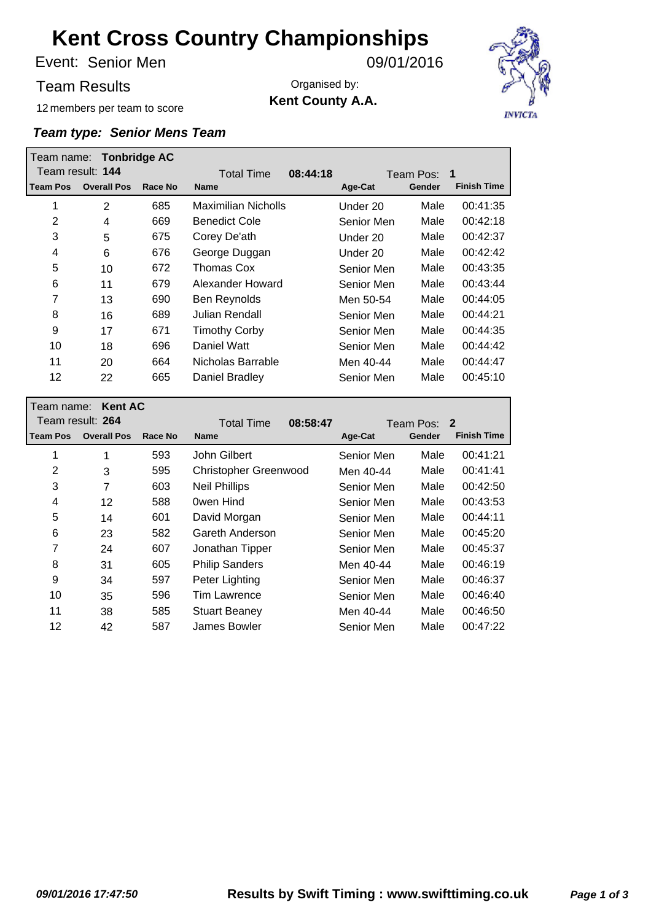# Kent Cross Country Championships

Event: Senior Men — 09/01/2016

Team Results

Organised by: **Kent County A.A.**

12 members per team to score

***Team type: Senior Mens Team***

Team name: **Tonbridge AC**
Team result: **144** — Total Time **08:44:18** — Team Pos: **1**

| Team Pos | Overall Pos | Race No | Name | Age-Cat | Gender | Finish Time |
|---|---|---|---|---|---|---|
| 1 | 2 | 685 | Maximilian Nicholls | Under 20 | Male | 00:41:35 |
| 2 | 4 | 669 | Benedict Cole | Senior Men | Male | 00:42:18 |
| 3 | 5 | 675 | Corey De'ath | Under 20 | Male | 00:42:37 |
| 4 | 6 | 676 | George Duggan | Under 20 | Male | 00:42:42 |
| 5 | 10 | 672 | Thomas Cox | Senior Men | Male | 00:43:35 |
| 6 | 11 | 679 | Alexander Howard | Senior Men | Male | 00:43:44 |
| 7 | 13 | 690 | Ben Reynolds | Men 50-54 | Male | 00:44:05 |
| 8 | 16 | 689 | Julian Rendall | Senior Men | Male | 00:44:21 |
| 9 | 17 | 671 | Timothy Corby | Senior Men | Male | 00:44:35 |
| 10 | 18 | 696 | Daniel Watt | Senior Men | Male | 00:44:42 |
| 11 | 20 | 664 | Nicholas Barrable | Men 40-44 | Male | 00:44:47 |
| 12 | 22 | 665 | Daniel Bradley | Senior Men | Male | 00:45:10 |

Team name: **Kent AC**
Team result: **264** — Total Time **08:58:47** — Team Pos: **2**

| Team Pos | Overall Pos | Race No | Name | Age-Cat | Gender | Finish Time |
|---|---|---|---|---|---|---|
| 1 | 1 | 593 | John Gilbert | Senior Men | Male | 00:41:21 |
| 2 | 3 | 595 | Christopher Greenwood | Men 40-44 | Male | 00:41:41 |
| 3 | 7 | 603 | Neil Phillips | Senior Men | Male | 00:42:50 |
| 4 | 12 | 588 | 0wen Hind | Senior Men | Male | 00:43:53 |
| 5 | 14 | 601 | David Morgan | Senior Men | Male | 00:44:11 |
| 6 | 23 | 582 | Gareth Anderson | Senior Men | Male | 00:45:20 |
| 7 | 24 | 607 | Jonathan Tipper | Senior Men | Male | 00:45:37 |
| 8 | 31 | 605 | Philip Sanders | Men 40-44 | Male | 00:46:19 |
| 9 | 34 | 597 | Peter Lighting | Senior Men | Male | 00:46:37 |
| 10 | 35 | 596 | Tim Lawrence | Senior Men | Male | 00:46:40 |
| 11 | 38 | 585 | Stuart Beaney | Men 40-44 | Male | 00:46:50 |
| 12 | 42 | 587 | James Bowler | Senior Men | Male | 00:47:22 |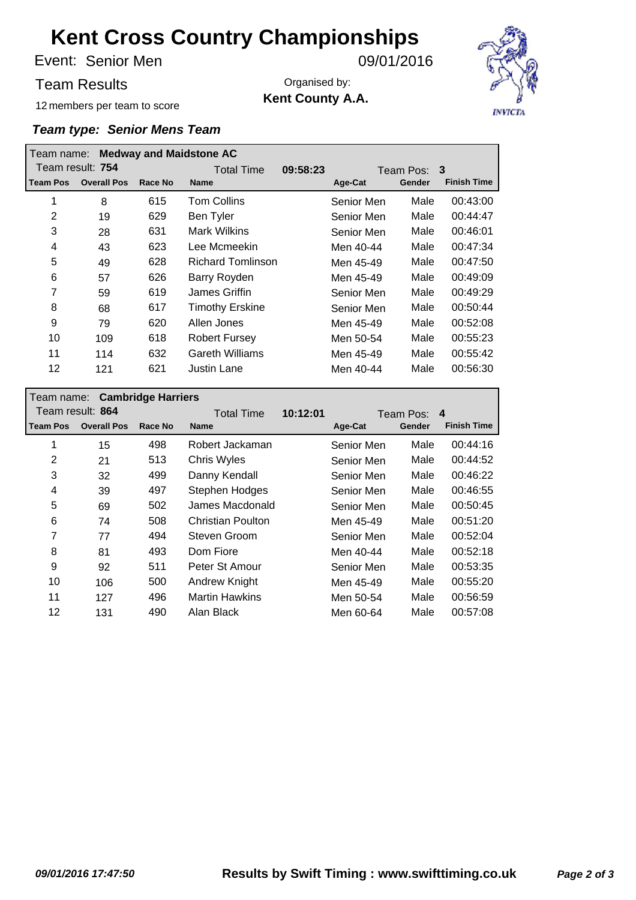# Kent Cross Country Championships

Event: Senior Men 09/01/2016

Team Results

Organised by:
**Kent County A.A.**

12 members per team to score

***Team type: Senior Mens Team***

Team name: **Medway and Maidstone AC**

Team result: **754** Total Time **09:58:23** Team Pos: **3**

| Team Pos | Overall Pos | Race No | Name | Age-Cat | Gender | Finish Time |
|---|---|---|---|---|---|---|
| 1 | 8 | 615 | Tom Collins | Senior Men | Male | 00:43:00 |
| 2 | 19 | 629 | Ben Tyler | Senior Men | Male | 00:44:47 |
| 3 | 28 | 631 | Mark Wilkins | Senior Men | Male | 00:46:01 |
| 4 | 43 | 623 | Lee Mcmeekin | Men 40-44 | Male | 00:47:34 |
| 5 | 49 | 628 | Richard Tomlinson | Men 45-49 | Male | 00:47:50 |
| 6 | 57 | 626 | Barry Royden | Men 45-49 | Male | 00:49:09 |
| 7 | 59 | 619 | James Griffin | Senior Men | Male | 00:49:29 |
| 8 | 68 | 617 | Timothy Erskine | Senior Men | Male | 00:50:44 |
| 9 | 79 | 620 | Allen Jones | Men 45-49 | Male | 00:52:08 |
| 10 | 109 | 618 | Robert Fursey | Men 50-54 | Male | 00:55:23 |
| 11 | 114 | 632 | Gareth Williams | Men 45-49 | Male | 00:55:42 |
| 12 | 121 | 621 | Justin Lane | Men 40-44 | Male | 00:56:30 |

Team name: **Cambridge Harriers**

Team result: **864** Total Time **10:12:01** Team Pos: **4**

| Team Pos | Overall Pos | Race No | Name | Age-Cat | Gender | Finish Time |
|---|---|---|---|---|---|---|
| 1 | 15 | 498 | Robert Jackaman | Senior Men | Male | 00:44:16 |
| 2 | 21 | 513 | Chris Wyles | Senior Men | Male | 00:44:52 |
| 3 | 32 | 499 | Danny Kendall | Senior Men | Male | 00:46:22 |
| 4 | 39 | 497 | Stephen Hodges | Senior Men | Male | 00:46:55 |
| 5 | 69 | 502 | James Macdonald | Senior Men | Male | 00:50:45 |
| 6 | 74 | 508 | Christian Poulton | Men 45-49 | Male | 00:51:20 |
| 7 | 77 | 494 | Steven Groom | Senior Men | Male | 00:52:04 |
| 8 | 81 | 493 | Dom Fiore | Men 40-44 | Male | 00:52:18 |
| 9 | 92 | 511 | Peter St Amour | Senior Men | Male | 00:53:35 |
| 10 | 106 | 500 | Andrew Knight | Men 45-49 | Male | 00:55:20 |
| 11 | 127 | 496 | Martin Hawkins | Men 50-54 | Male | 00:56:59 |
| 12 | 131 | 490 | Alan Black | Men 60-64 | Male | 00:57:08 |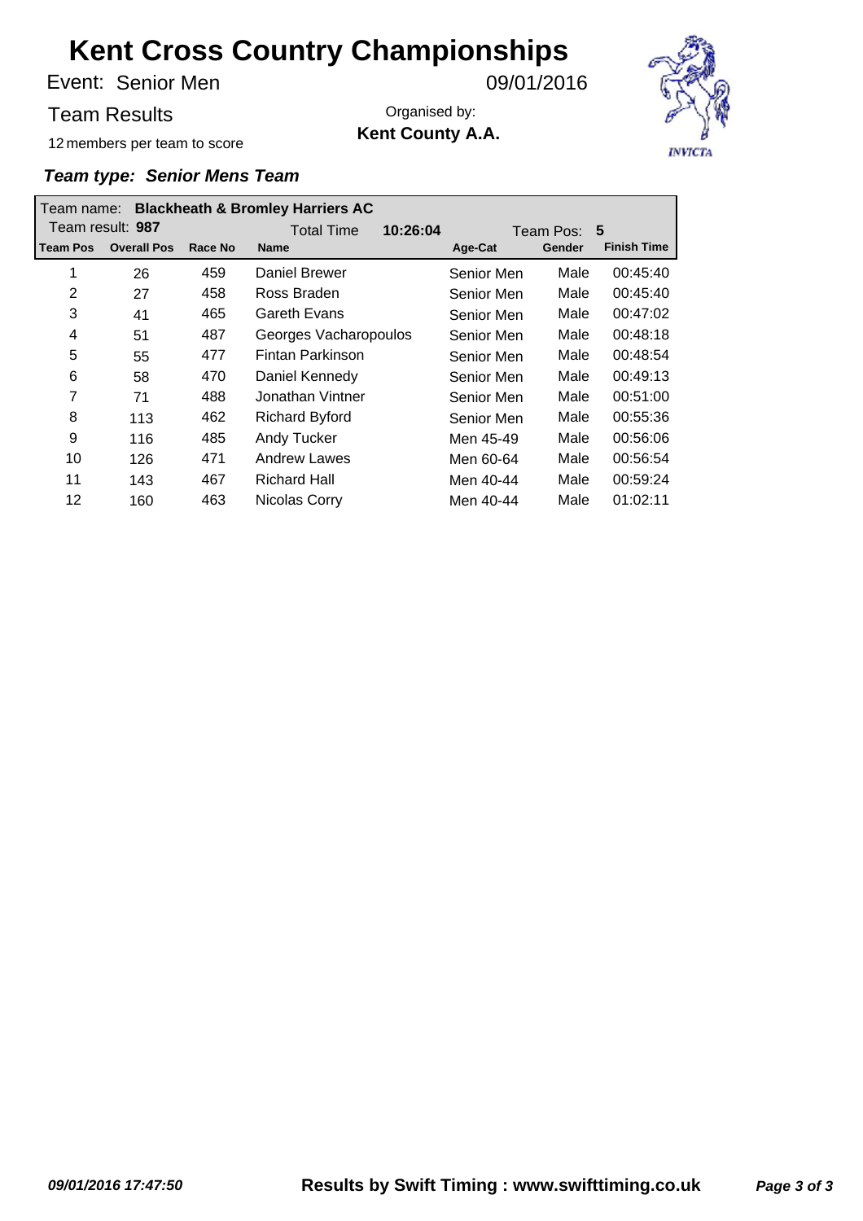# Kent Cross Country Championships

Event: Senior Men 09/01/2016

Team Results

Organised by:
**Kent County A.A.**

12 members per team to score

***Team type: Senior Mens Team***

Team name: **Blackheath & Bromley Harriers AC**

Team result: **987** Total Time **10:26:04** Team Pos: **5**

| Team Pos | Overall Pos | Race No | Name | Age-Cat | Gender | Finish Time |
|---|---|---|---|---|---|---|
| 1 | 26 | 459 | Daniel Brewer | Senior Men | Male | 00:45:40 |
| 2 | 27 | 458 | Ross Braden | Senior Men | Male | 00:45:40 |
| 3 | 41 | 465 | Gareth Evans | Senior Men | Male | 00:47:02 |
| 4 | 51 | 487 | Georges Vacharopoulos | Senior Men | Male | 00:48:18 |
| 5 | 55 | 477 | Fintan Parkinson | Senior Men | Male | 00:48:54 |
| 6 | 58 | 470 | Daniel Kennedy | Senior Men | Male | 00:49:13 |
| 7 | 71 | 488 | Jonathan Vintner | Senior Men | Male | 00:51:00 |
| 8 | 113 | 462 | Richard Byford | Senior Men | Male | 00:55:36 |
| 9 | 116 | 485 | Andy Tucker | Men 45-49 | Male | 00:56:06 |
| 10 | 126 | 471 | Andrew Lawes | Men 60-64 | Male | 00:56:54 |
| 11 | 143 | 467 | Richard Hall | Men 40-44 | Male | 00:59:24 |
| 12 | 160 | 463 | Nicolas Corry | Men 40-44 | Male | 01:02:11 |

*09/01/2016 17:47:50* **Results by Swift Timing : www.swifttiming.co.uk**